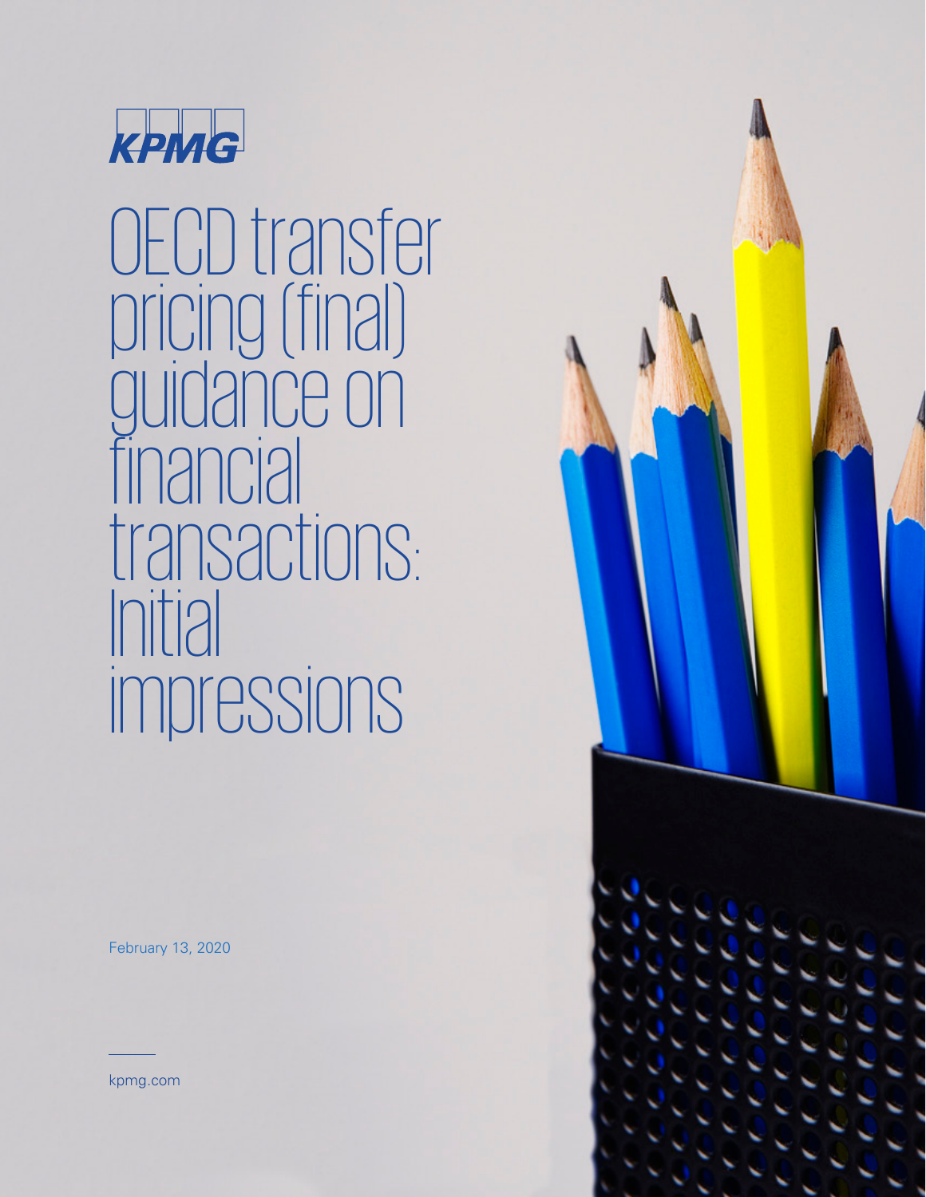KPMG

# OECD transfer pricing (final) guidance on financial transactions: Initial impressions

February 13, 2020

kpmg.com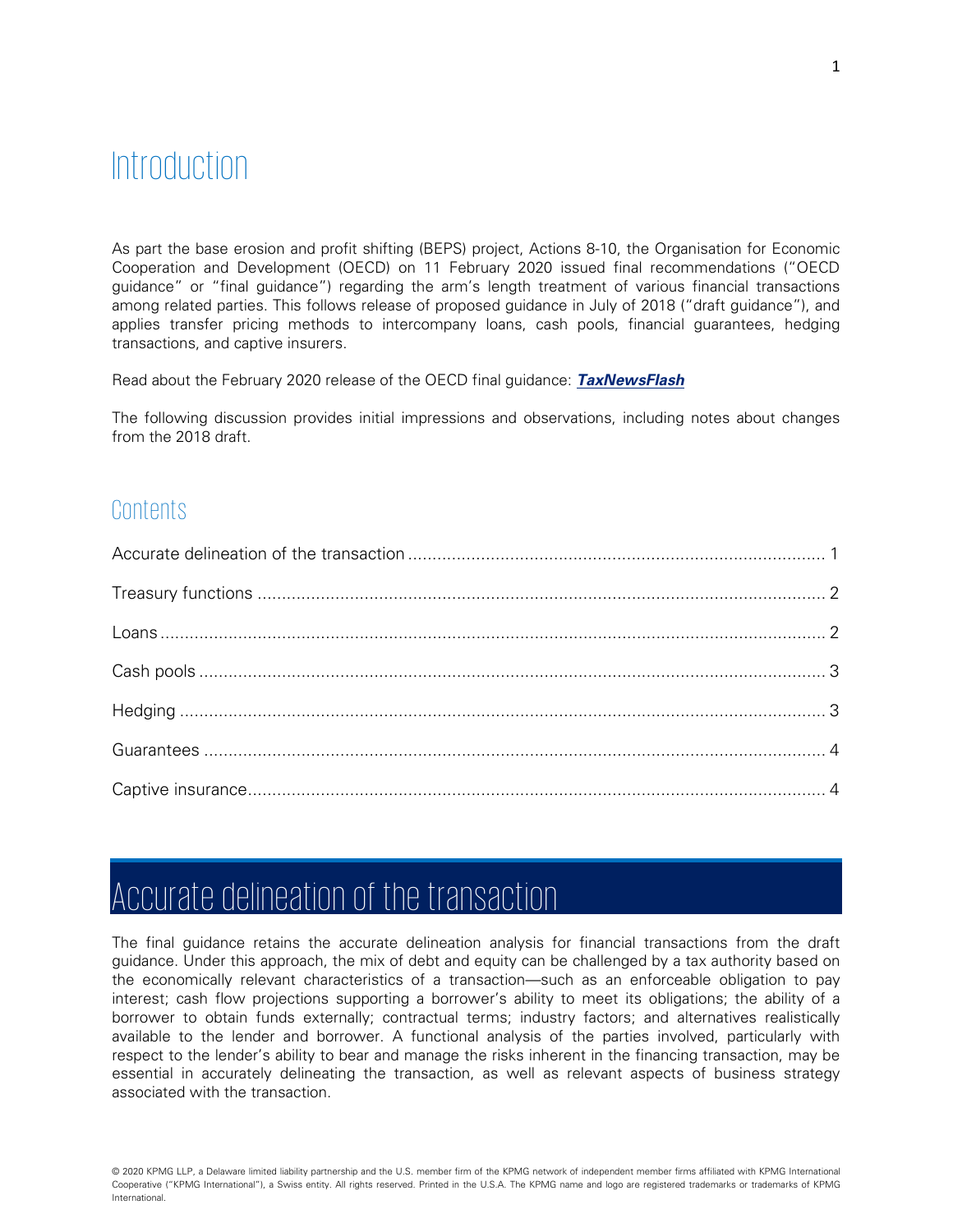# Introduction

As part the base erosion and profit shifting (BEPS) project, Actions 8-10, the Organisation for Economic Cooperation and Development (OECD) on 11 February 2020 issued final recommendations ("OECD guidance" or "final guidance") regarding the arm's length treatment of various financial transactions among related parties. This follows release of proposed guidance in July of 2018 ("draft guidance"), and applies transfer pricing methods to intercompany loans, cash pools, financial guarantees, hedging transactions, and captive insurers.

Read about the February 2020 release of the OECD final guidance: ***TaxNewsFlash***

The following discussion provides initial impressions and observations, including notes about changes from the 2018 draft.

## Contents

- Accurate delineation of the transaction ..... 1
- Treasury functions ..... 2
- Loans ..... 2
- Cash pools ..... 3
- Hedging ..... 3
- Guarantees ..... 4
- Captive insurance ..... 4

# Accurate delineation of the transaction

The final guidance retains the accurate delineation analysis for financial transactions from the draft guidance. Under this approach, the mix of debt and equity can be challenged by a tax authority based on the economically relevant characteristics of a transaction—such as an enforceable obligation to pay interest; cash flow projections supporting a borrower's ability to meet its obligations; the ability of a borrower to obtain funds externally; contractual terms; industry factors; and alternatives realistically available to the lender and borrower. A functional analysis of the parties involved, particularly with respect to the lender's ability to bear and manage the risks inherent in the financing transaction, may be essential in accurately delineating the transaction, as well as relevant aspects of business strategy associated with the transaction.

© 2020 KPMG LLP, a Delaware limited liability partnership and the U.S. member firm of the KPMG network of independent member firms affiliated with KPMG International Cooperative ("KPMG International"), a Swiss entity. All rights reserved. Printed in the U.S.A. The KPMG name and logo are registered trademarks or trademarks of KPMG International.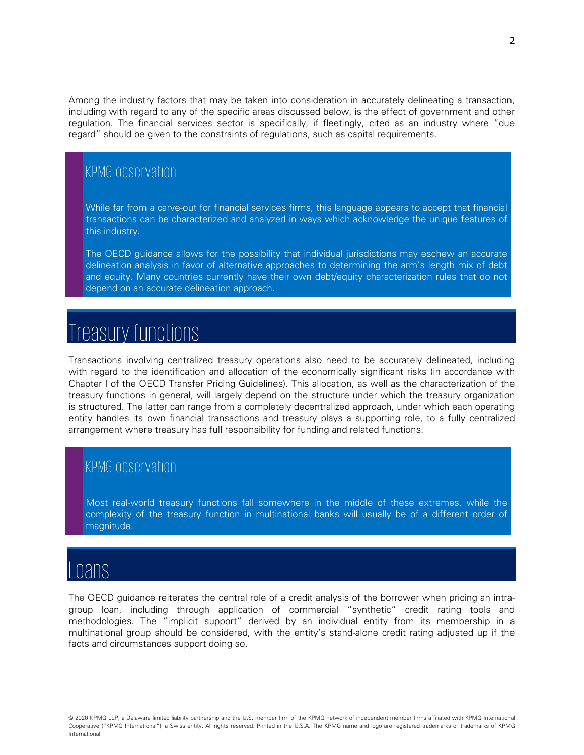Among the industry factors that may be taken into consideration in accurately delineating a transaction, including with regard to any of the specific areas discussed below, is the effect of government and other regulation. The financial services sector is specifically, if fleetingly, cited as an industry where "due regard" should be given to the constraints of regulations, such as capital requirements.

### KPMG observation

While far from a carve-out for financial services firms, this language appears to accept that financial transactions can be characterized and analyzed in ways which acknowledge the unique features of this industry.

The OECD guidance allows for the possibility that individual jurisdictions may eschew an accurate delineation analysis in favor of alternative approaches to determining the arm's length mix of debt and equity. Many countries currently have their own debt/equity characterization rules that do not depend on an accurate delineation approach.

## Treasury functions

Transactions involving centralized treasury operations also need to be accurately delineated, including with regard to the identification and allocation of the economically significant risks (in accordance with Chapter I of the OECD Transfer Pricing Guidelines). This allocation, as well as the characterization of the treasury functions in general, will largely depend on the structure under which the treasury organization is structured. The latter can range from a completely decentralized approach, under which each operating entity handles its own financial transactions and treasury plays a supporting role, to a fully centralized arrangement where treasury has full responsibility for funding and related functions.

### KPMG observation

Most real-world treasury functions fall somewhere in the middle of these extremes, while the complexity of the treasury function in multinational banks will usually be of a different order of magnitude.

## Loans

The OECD guidance reiterates the central role of a credit analysis of the borrower when pricing an intra-group loan, including through application of commercial "synthetic" credit rating tools and methodologies. The "implicit support" derived by an individual entity from its membership in a multinational group should be considered, with the entity's stand-alone credit rating adjusted up if the facts and circumstances support doing so.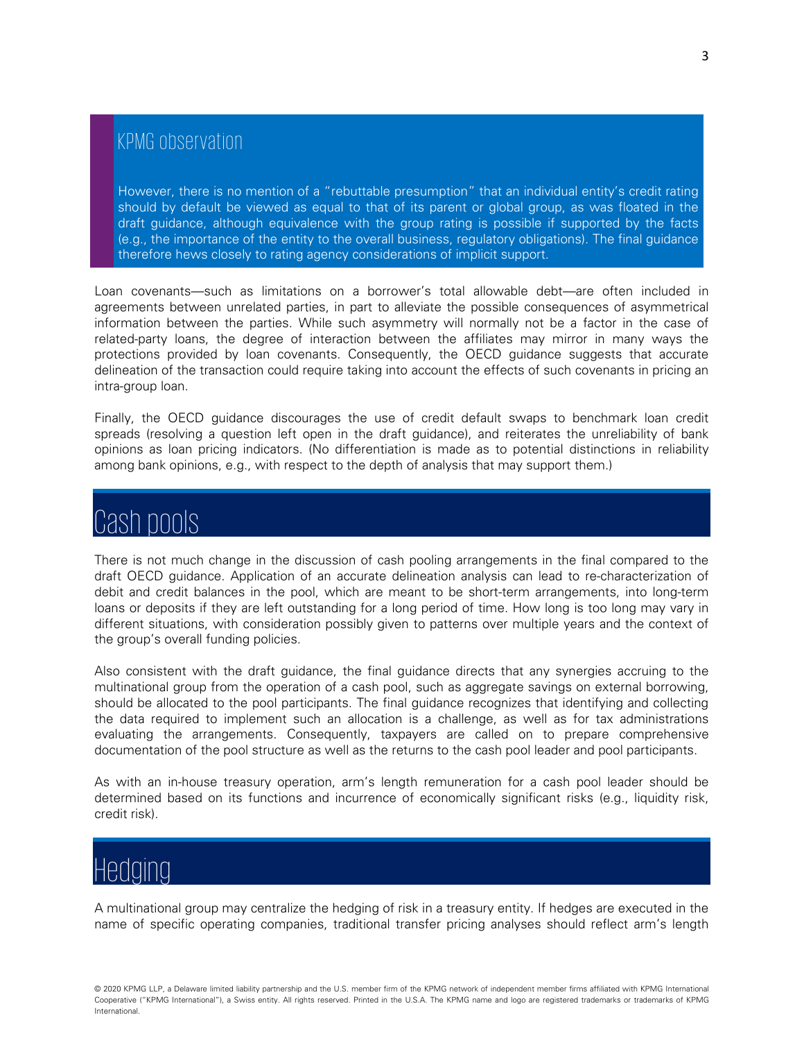### KPMG observation

However, there is no mention of a "rebuttable presumption" that an individual entity's credit rating should by default be viewed as equal to that of its parent or global group, as was floated in the draft guidance, although equivalence with the group rating is possible if supported by the facts (e.g., the importance of the entity to the overall business, regulatory obligations). The final guidance therefore hews closely to rating agency considerations of implicit support.

Loan covenants—such as limitations on a borrower's total allowable debt—are often included in agreements between unrelated parties, in part to alleviate the possible consequences of asymmetrical information between the parties. While such asymmetry will normally not be a factor in the case of related-party loans, the degree of interaction between the affiliates may mirror in many ways the protections provided by loan covenants. Consequently, the OECD guidance suggests that accurate delineation of the transaction could require taking into account the effects of such covenants in pricing an intra-group loan.

Finally, the OECD guidance discourages the use of credit default swaps to benchmark loan credit spreads (resolving a question left open in the draft guidance), and reiterates the unreliability of bank opinions as loan pricing indicators. (No differentiation is made as to potential distinctions in reliability among bank opinions, e.g., with respect to the depth of analysis that may support them.)

## Cash pools

There is not much change in the discussion of cash pooling arrangements in the final compared to the draft OECD guidance. Application of an accurate delineation analysis can lead to re-characterization of debit and credit balances in the pool, which are meant to be short-term arrangements, into long-term loans or deposits if they are left outstanding for a long period of time. How long is too long may vary in different situations, with consideration possibly given to patterns over multiple years and the context of the group's overall funding policies.

Also consistent with the draft guidance, the final guidance directs that any synergies accruing to the multinational group from the operation of a cash pool, such as aggregate savings on external borrowing, should be allocated to the pool participants. The final guidance recognizes that identifying and collecting the data required to implement such an allocation is a challenge, as well as for tax administrations evaluating the arrangements. Consequently, taxpayers are called on to prepare comprehensive documentation of the pool structure as well as the returns to the cash pool leader and pool participants.

As with an in-house treasury operation, arm's length remuneration for a cash pool leader should be determined based on its functions and incurrence of economically significant risks (e.g., liquidity risk, credit risk).

## Hedging

A multinational group may centralize the hedging of risk in a treasury entity. If hedges are executed in the name of specific operating companies, traditional transfer pricing analyses should reflect arm's length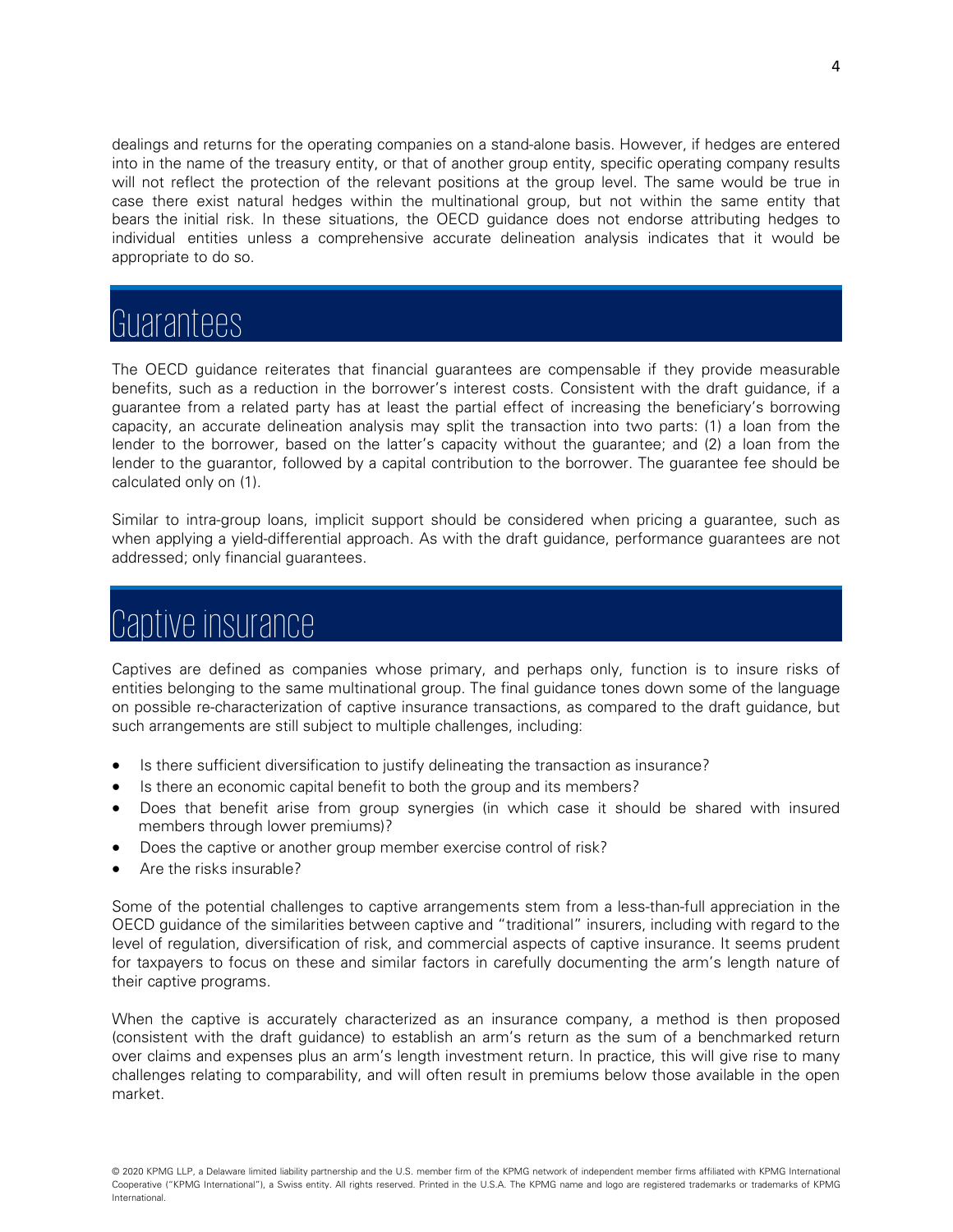dealings and returns for the operating companies on a stand-alone basis. However, if hedges are entered into in the name of the treasury entity, or that of another group entity, specific operating company results will not reflect the protection of the relevant positions at the group level. The same would be true in case there exist natural hedges within the multinational group, but not within the same entity that bears the initial risk. In these situations, the OECD guidance does not endorse attributing hedges to individual entities unless a comprehensive accurate delineation analysis indicates that it would be appropriate to do so.

## Guarantees

The OECD guidance reiterates that financial guarantees are compensable if they provide measurable benefits, such as a reduction in the borrower's interest costs. Consistent with the draft guidance, if a guarantee from a related party has at least the partial effect of increasing the beneficiary's borrowing capacity, an accurate delineation analysis may split the transaction into two parts: (1) a loan from the lender to the borrower, based on the latter's capacity without the guarantee; and (2) a loan from the lender to the guarantor, followed by a capital contribution to the borrower. The guarantee fee should be calculated only on (1).

Similar to intra-group loans, implicit support should be considered when pricing a guarantee, such as when applying a yield-differential approach. As with the draft guidance, performance guarantees are not addressed; only financial guarantees.

## Captive insurance

Captives are defined as companies whose primary, and perhaps only, function is to insure risks of entities belonging to the same multinational group. The final guidance tones down some of the language on possible re-characterization of captive insurance transactions, as compared to the draft guidance, but such arrangements are still subject to multiple challenges, including:

- Is there sufficient diversification to justify delineating the transaction as insurance?
- Is there an economic capital benefit to both the group and its members?
- Does that benefit arise from group synergies (in which case it should be shared with insured members through lower premiums)?
- Does the captive or another group member exercise control of risk?
- Are the risks insurable?

Some of the potential challenges to captive arrangements stem from a less-than-full appreciation in the OECD guidance of the similarities between captive and "traditional" insurers, including with regard to the level of regulation, diversification of risk, and commercial aspects of captive insurance. It seems prudent for taxpayers to focus on these and similar factors in carefully documenting the arm's length nature of their captive programs.

When the captive is accurately characterized as an insurance company, a method is then proposed (consistent with the draft guidance) to establish an arm's return as the sum of a benchmarked return over claims and expenses plus an arm's length investment return. In practice, this will give rise to many challenges relating to comparability, and will often result in premiums below those available in the open market.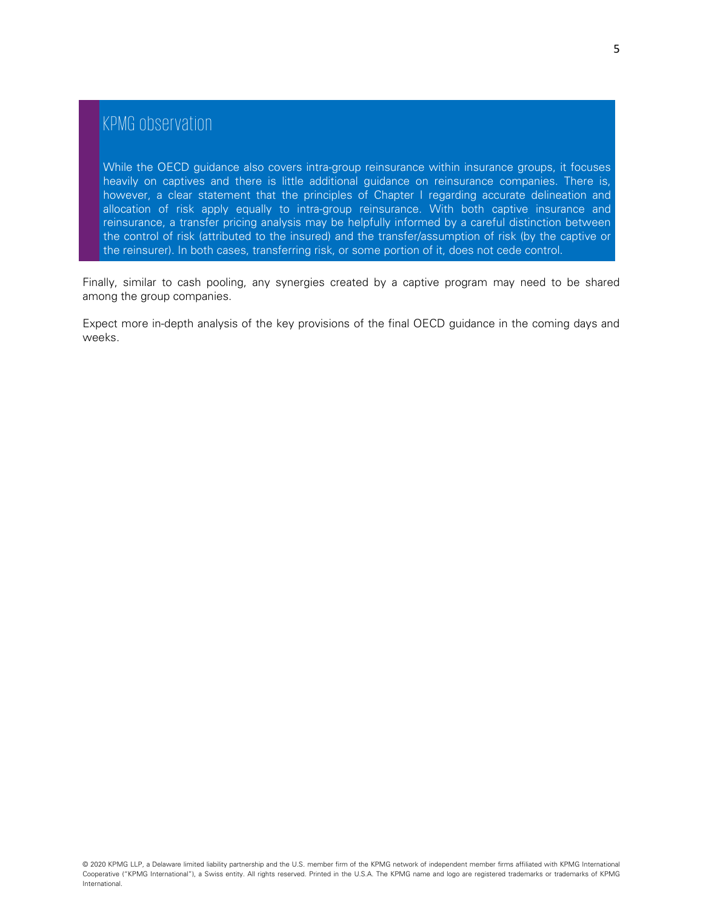### KPMG observation

While the OECD guidance also covers intra-group reinsurance within insurance groups, it focuses heavily on captives and there is little additional guidance on reinsurance companies. There is, however, a clear statement that the principles of Chapter I regarding accurate delineation and allocation of risk apply equally to intra-group reinsurance. With both captive insurance and reinsurance, a transfer pricing analysis may be helpfully informed by a careful distinction between the control of risk (attributed to the insured) and the transfer/assumption of risk (by the captive or the reinsurer). In both cases, transferring risk, or some portion of it, does not cede control.

Finally, similar to cash pooling, any synergies created by a captive program may need to be shared among the group companies.

Expect more in-depth analysis of the key provisions of the final OECD guidance in the coming days and weeks.

© 2020 KPMG LLP, a Delaware limited liability partnership and the U.S. member firm of the KPMG network of independent member firms affiliated with KPMG International Cooperative ("KPMG International"), a Swiss entity. All rights reserved. Printed in the U.S.A. The KPMG name and logo are registered trademarks or trademarks of KPMG International.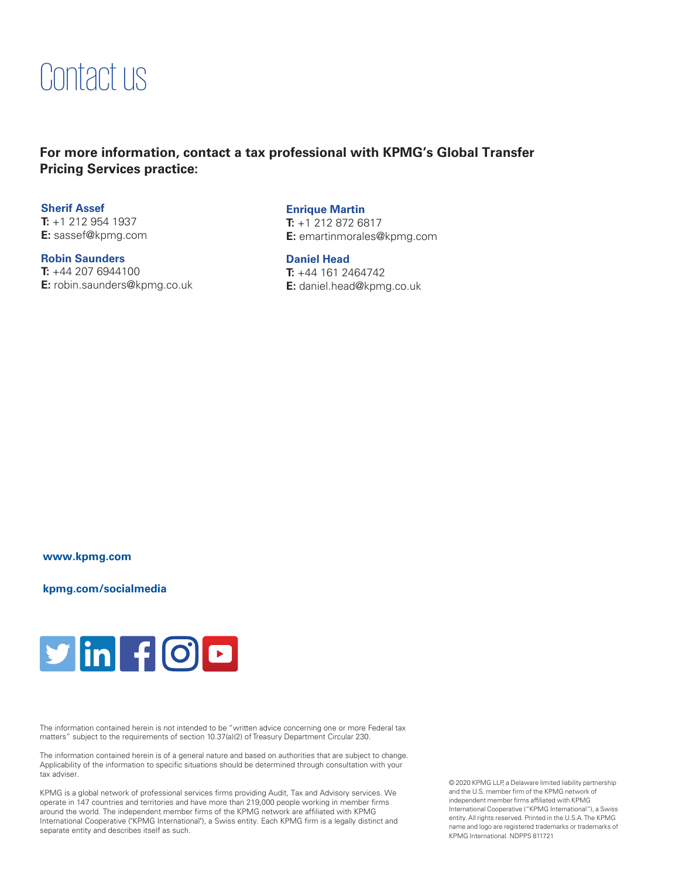# Contact us

**For more information, contact a tax professional with KPMG's Global Transfer Pricing Services practice:**

**Sherif Assef**
**T:** +1 212 954 1937
**E:** sassef@kpmg.com

**Robin Saunders**
**T:** +44 207 6944100
**E:** robin.saunders@kpmg.co.uk

**Enrique Martin**
**T:** +1 212 872 6817
**E:** emartinmorales@kpmg.com

**Daniel Head**
**T:** +44 161 2464742
**E:** daniel.head@kpmg.co.uk

**www.kpmg.com**

**kpmg.com/socialmedia**

The information contained herein is not intended to be "written advice concerning one or more Federal tax matters" subject to the requirements of section 10.37(a)(2) of Treasury Department Circular 230.

The information contained herein is of a general nature and based on authorities that are subject to change. Applicability of the information to specific situations should be determined through consultation with your tax adviser.

KPMG is a global network of professional services firms providing Audit, Tax and Advisory services. We operate in 147 countries and territories and have more than 219,000 people working in member firms around the world. The independent member firms of the KPMG network are affiliated with KPMG International Cooperative ("KPMG International"), a Swiss entity. Each KPMG firm is a legally distinct and separate entity and describes itself as such.

© 2020 KPMG LLP, a Delaware limited liability partnership and the U.S. member firm of the KPMG network of independent member firms affiliated with KPMG International Cooperative ("KPMG International"), a Swiss entity. All rights reserved. Printed in the U.S.A. The KPMG name and logo are registered trademarks or trademarks of KPMG International. NDPPS 811721